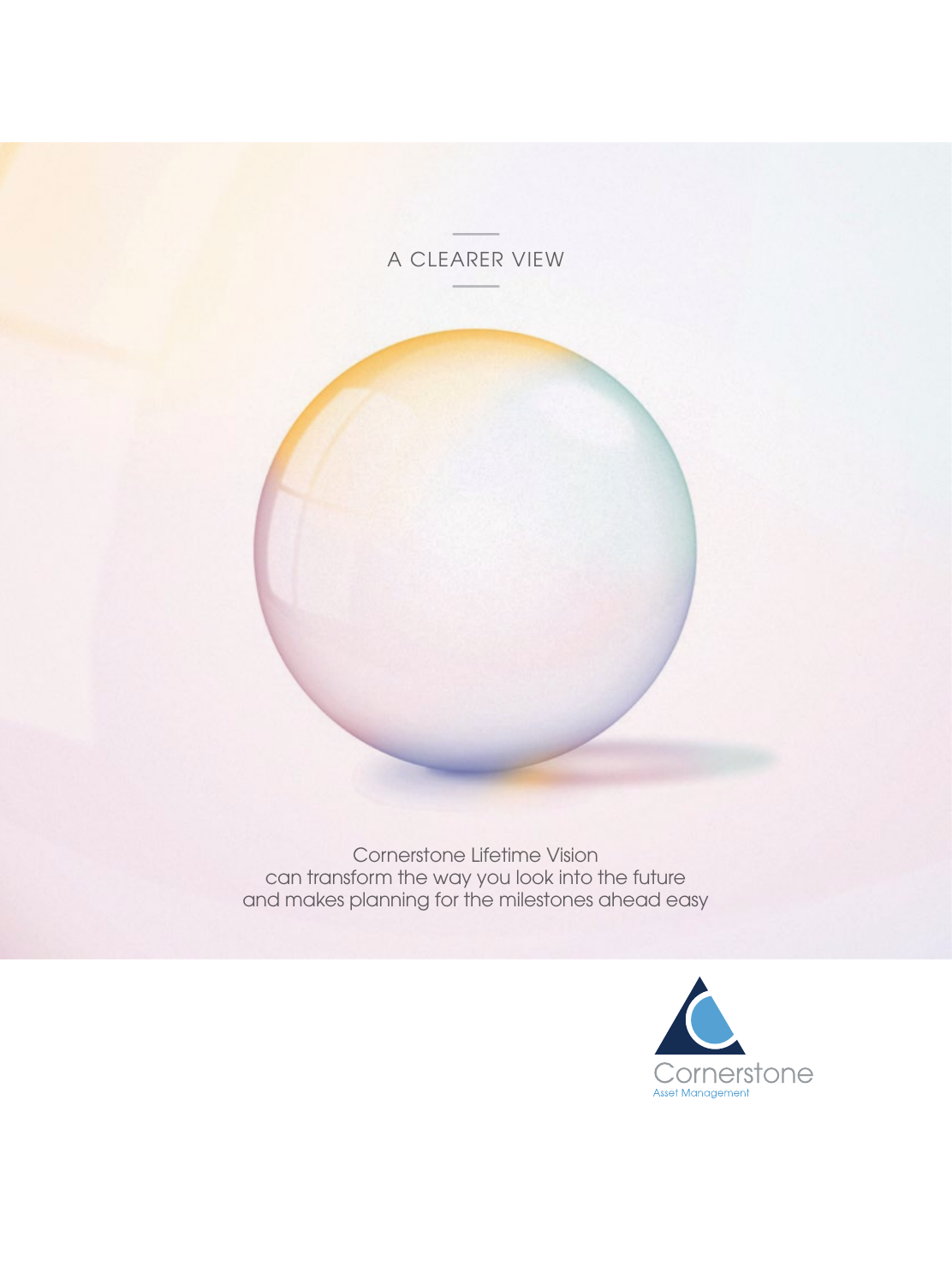# A CLEARER VIEW

Cornerstone Lifetime Vision
can transform the way you look into the future
and makes planning for the milestones ahead easy

Cornerstone
Asset Management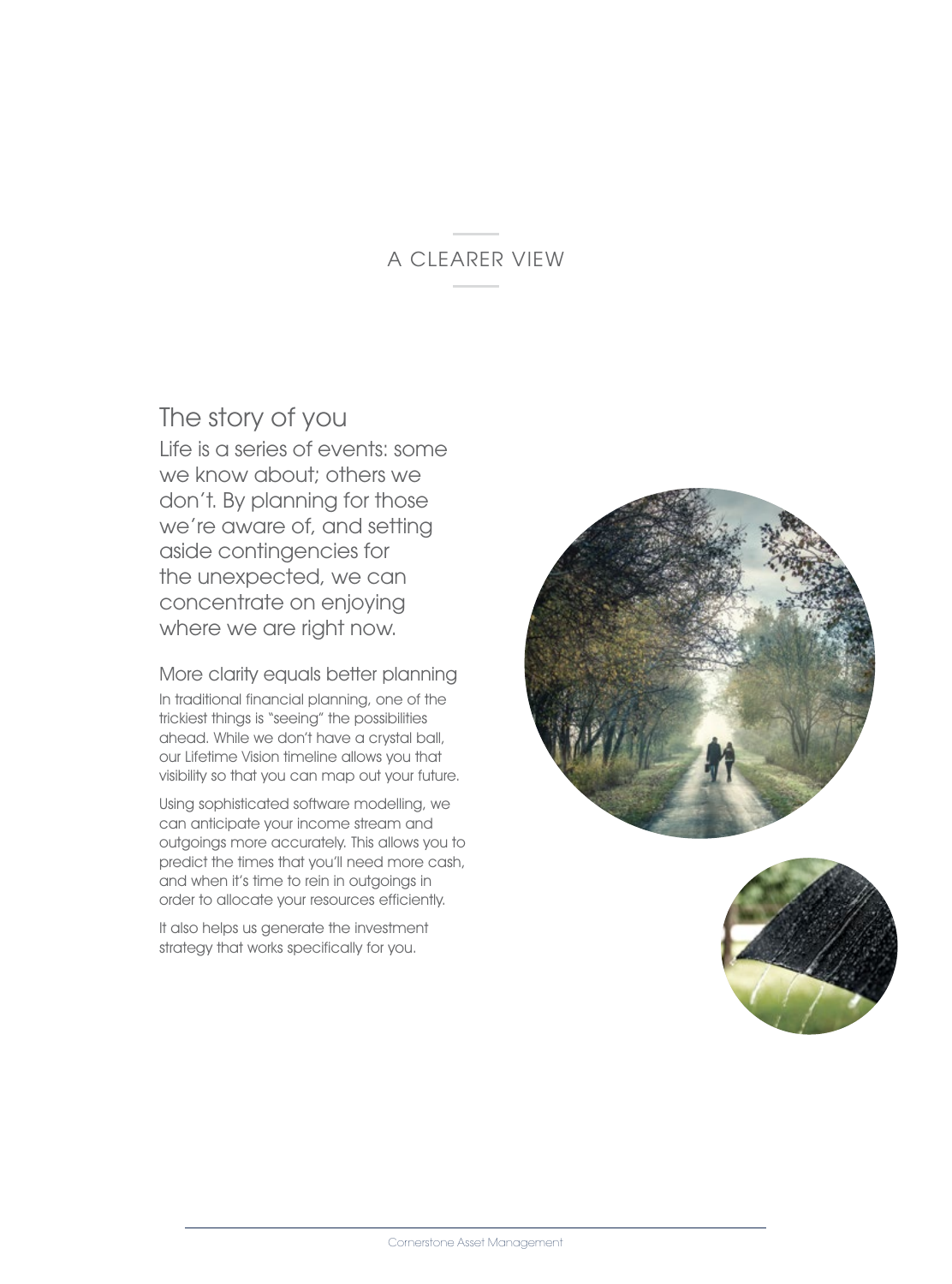# A CLEARER VIEW

## The story of you

Life is a series of events: some we know about; others we don't. By planning for those we're aware of, and setting aside contingencies for the unexpected, we can concentrate on enjoying where we are right now.

### More clarity equals better planning

In traditional financial planning, one of the trickiest things is "seeing" the possibilities ahead. While we don't have a crystal ball, our Lifetime Vision timeline allows you that visibility so that you can map out your future.

Using sophisticated software modelling, we can anticipate your income stream and outgoings more accurately. This allows you to predict the times that you'll need more cash, and when it's time to rein in outgoings in order to allocate your resources efficiently.

It also helps us generate the investment strategy that works specifically for you.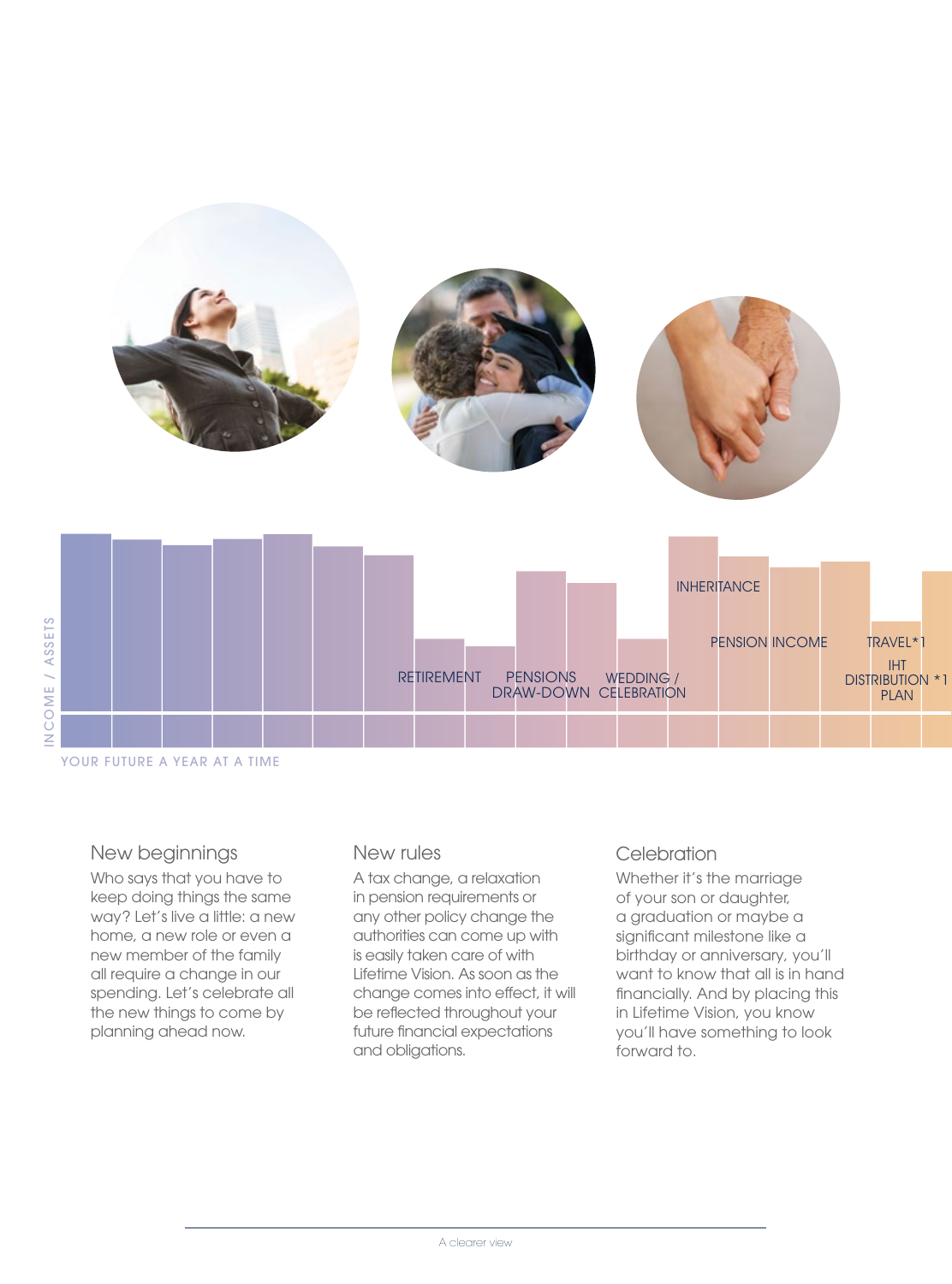INCOME / ASSETS

RETIREMENT

PENSIONS DRAW-DOWN

WEDDING / CELEBRATION

INHERITANCE

PENSION INCOME

TRAVEL*1

IHT DISTRIBUTION *1 PLAN

YOUR FUTURE A YEAR AT A TIME

## New beginnings

Who says that you have to keep doing things the same way? Let's live a little: a new home, a new role or even a new member of the family all require a change in our spending. Let's celebrate all the new things to come by planning ahead now.

## New rules

A tax change, a relaxation in pension requirements or any other policy change the authorities can come up with is easily taken care of with Lifetime Vision. As soon as the change comes into effect, it will be reflected throughout your future financial expectations and obligations.

## Celebration

Whether it's the marriage of your son or daughter, a graduation or maybe a significant milestone like a birthday or anniversary, you'll want to know that all is in hand financially. And by placing this in Lifetime Vision, you know you'll have something to look forward to.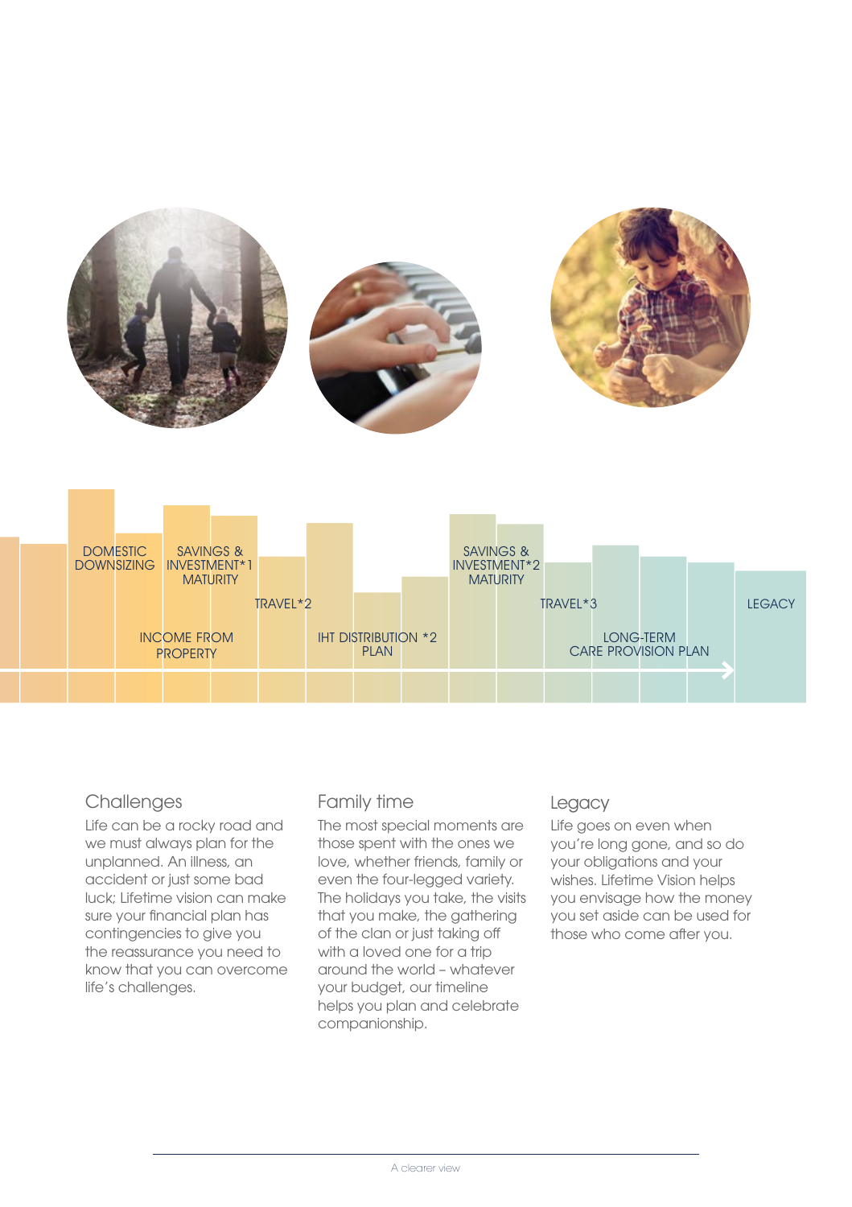DOMESTIC DOWNSIZING

SAVINGS & INVESTMENT*1 MATURITY

TRAVEL*2

INCOME FROM PROPERTY

IHT DISTRIBUTION *2 PLAN

SAVINGS & INVESTMENT*2 MATURITY

TRAVEL*3

LONG-TERM CARE PROVISION PLAN

LEGACY

## Challenges

Life can be a rocky road and we must always plan for the unplanned. An illness, an accident or just some bad luck; Lifetime vision can make sure your financial plan has contingencies to give you the reassurance you need to know that you can overcome life's challenges.

## Family time

The most special moments are those spent with the ones we love, whether friends, family or even the four-legged variety. The holidays you take, the visits that you make, the gathering of the clan or just taking off with a loved one for a trip around the world – whatever your budget, our timeline helps you plan and celebrate companionship.

## Legacy

Life goes on even when you're long gone, and so do your obligations and your wishes. Lifetime Vision helps you envisage how the money you set aside can be used for those who come after you.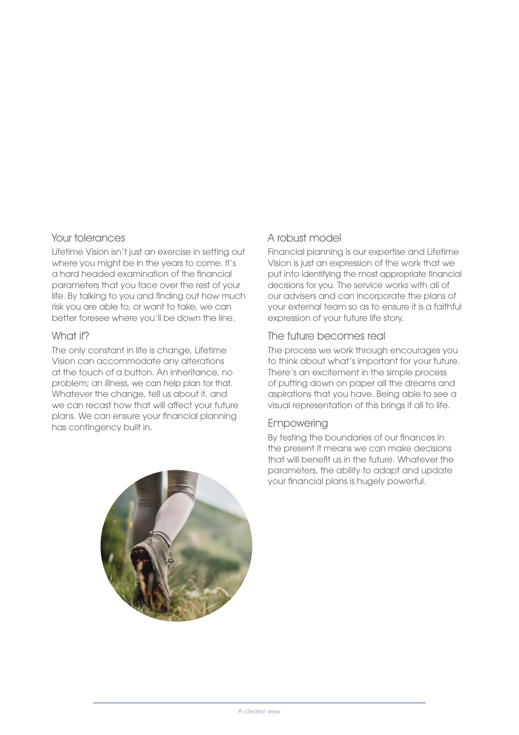## Your tolerances

Lifetime Vision isn't just an exercise in setting out where you might be in the years to come. It's a hard headed examination of the financial parameters that you face over the rest of your life. By talking to you and finding out how much risk you are able to, or want to take, we can better foresee where you'll be down the line.

## What if?

The only constant in life is change, Lifetime Vision can accommodate any alterations at the touch of a button. An inheritance, no problem; an illness, we can help plan for that. Whatever the change, tell us about it, and we can recast how that will affect your future plans. We can ensure your financial planning has contingency built in.

## A robust model

Financial planning is our expertise and Lifetime Vision is just an expression of the work that we put into identifying the most appropriate financial decisions for you. The service works with all of our advisers and can incorporate the plans of your external team so as to ensure it is a faithful expression of your future life story.

## The future becomes real

The process we work through encourages you to think about what's important for your future. There's an excitement in the simple process of putting down on paper all the dreams and aspirations that you have. Being able to see a visual representation of this brings it all to life.

## Empowering

By testing the boundaries of our finances in the present it means we can make decisions that will benefit us in the future. Whatever the parameters, the ability to adapt and update your financial plans is hugely powerful.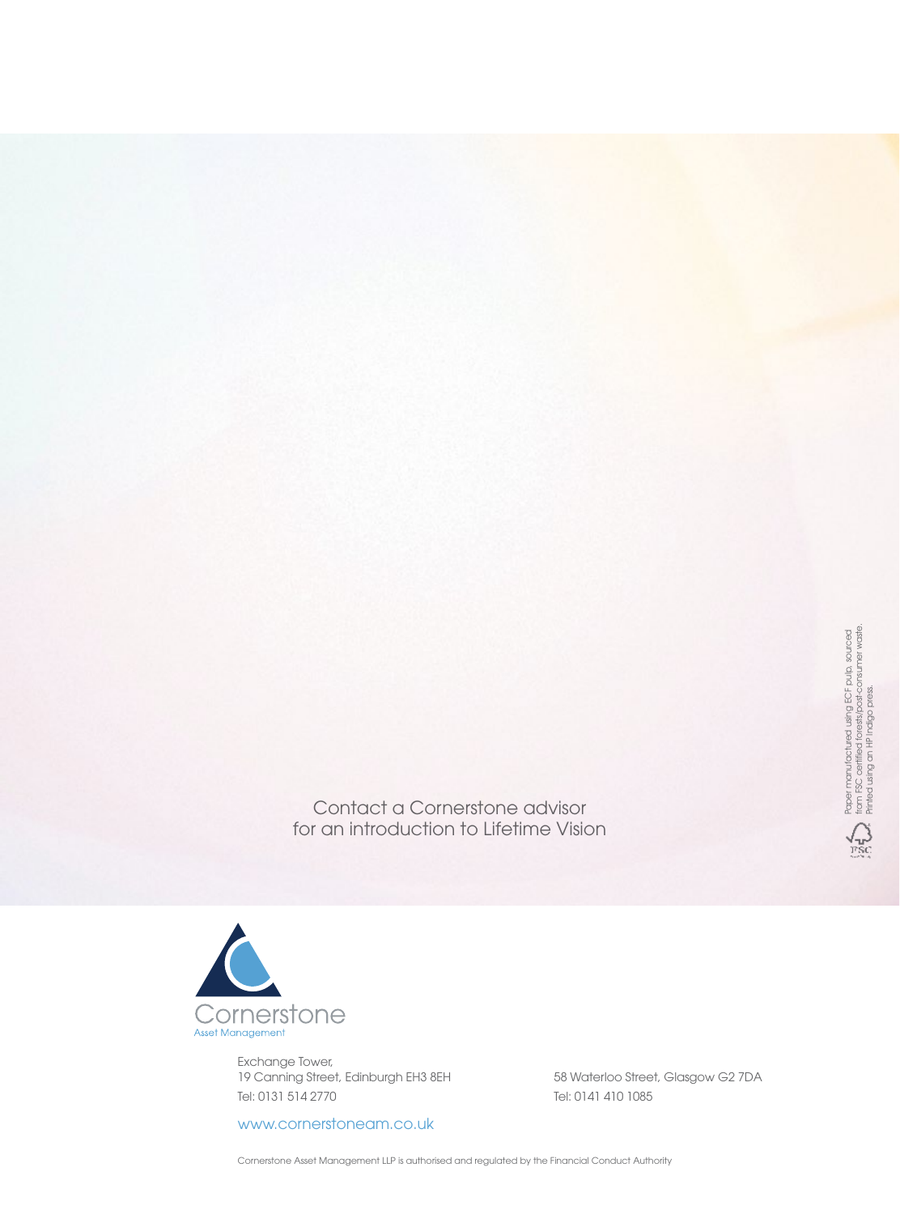Contact a Cornerstone advisor
for an introduction to Lifetime Vision

Paper manufactured using ECF pulp, sourced from FSC certified forests/post-consumer waste.
Printed using an HP Indigo press.

Cornerstone
Asset Management

Exchange Tower,
19 Canning Street, Edinburgh EH3 8EH
Tel: 0131 514 2770

58 Waterloo Street, Glasgow G2 7DA
Tel: 0141 410 1085

www.cornerstoneam.co.uk

Cornerstone Asset Management LLP is authorised and regulated by the Financial Conduct Authority